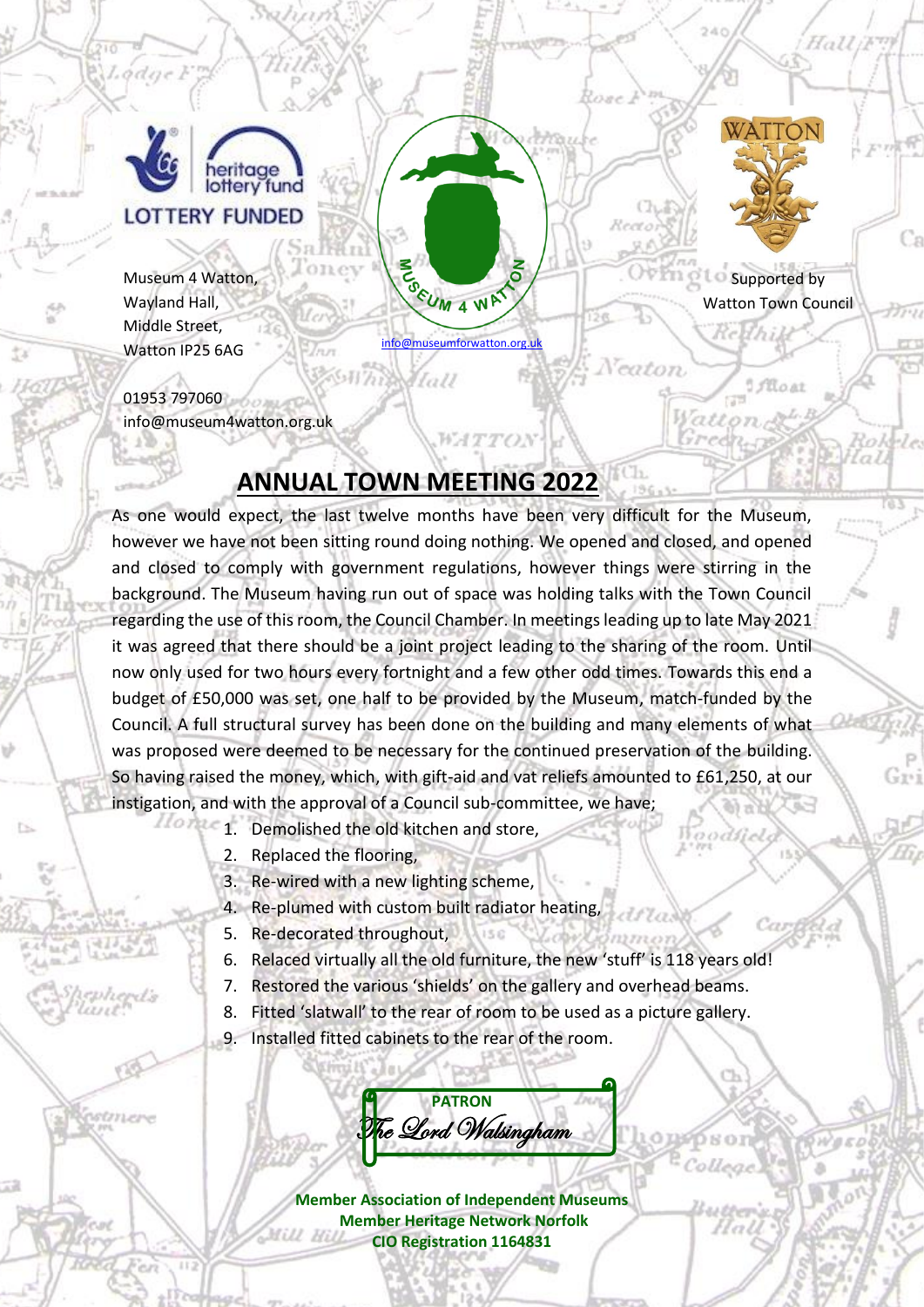LOTTERY FUNDED

Museum 4 Watton,
Wayland Hall,
Middle Street,
Watton IP25 6AG

01953 797060
info@museum4watton.org.uk

MUSEUM 4 WATTON

info@museumforwatton.org.uk

WATTON

Supported by
Watton Town Council

## ANNUAL TOWN MEETING 2022

As one would expect, the last twelve months have been very difficult for the Museum, however we have not been sitting round doing nothing. We opened and closed, and opened and closed to comply with government regulations, however things were stirring in the background. The Museum having run out of space was holding talks with the Town Council regarding the use of this room, the Council Chamber. In meetings leading up to late May 2021 it was agreed that there should be a joint project leading to the sharing of the room. Until now only used for two hours every fortnight and a few other odd times. Towards this end a budget of £50,000 was set, one half to be provided by the Museum, match-funded by the Council. A full structural survey has been done on the building and many elements of what was proposed were deemed to be necessary for the continued preservation of the building. So having raised the money, which, with gift-aid and vat reliefs amounted to £61,250, at our instigation, and with the approval of a Council sub-committee, we have;

1. Demolished the old kitchen and store,
2. Replaced the flooring,
3. Re-wired with a new lighting scheme,
4. Re-plumed with custom built radiator heating,
5. Re-decorated throughout,
6. Relaced virtually all the old furniture, the new 'stuff' is 118 years old!
7. Restored the various 'shields' on the gallery and overhead beams.
8. Fitted 'slatwall' to the rear of room to be used as a picture gallery.
9. Installed fitted cabinets to the rear of the room.

**PATRON**
*The Lord Walsingham*

**Member Association of Independent Museums**
**Member Heritage Network Norfolk**
**CIO Registration 1164831**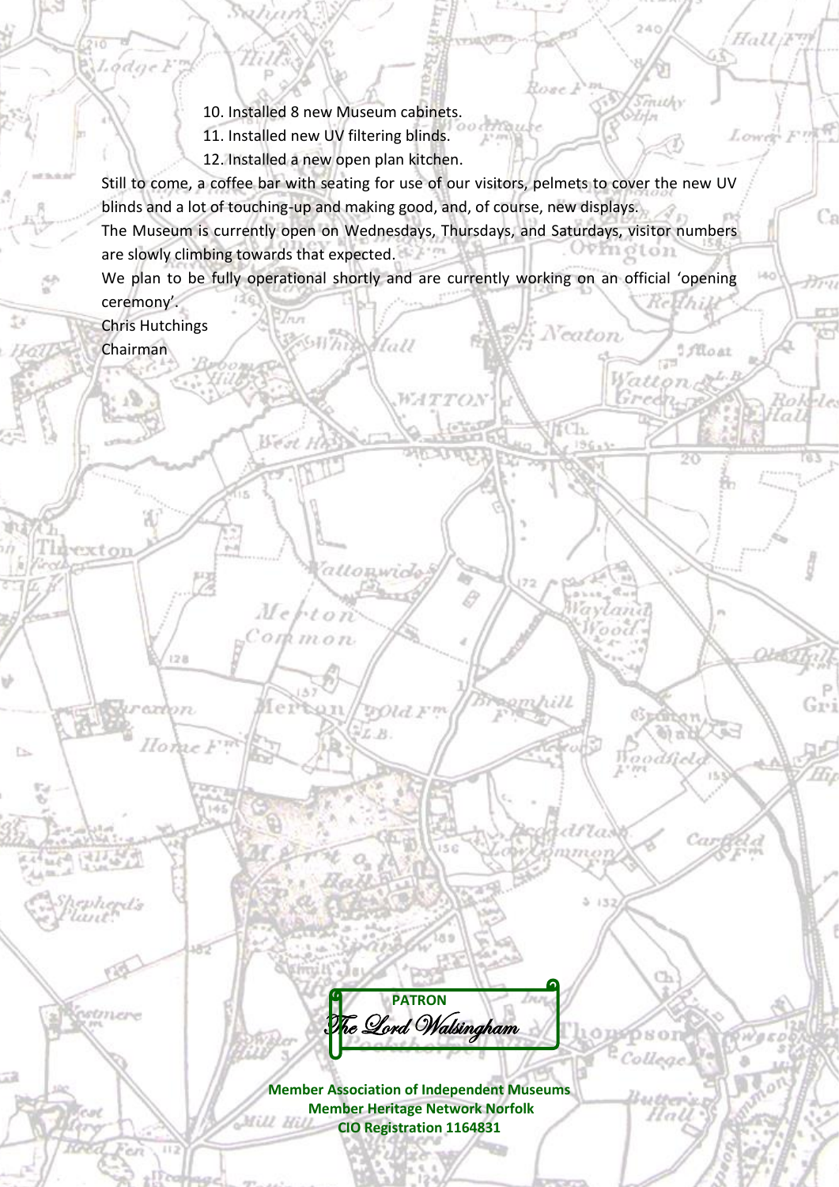10. Installed 8 new Museum cabinets.
11. Installed new UV filtering blinds.
12. Installed a new open plan kitchen.

Still to come, a coffee bar with seating for use of our visitors, pelmets to cover the new UV blinds and a lot of touching-up and making good, and, of course, new displays.

The Museum is currently open on Wednesdays, Thursdays, and Saturdays, visitor numbers are slowly climbing towards that expected.

We plan to be fully operational shortly and are currently working on an official 'opening ceremony'.

Chris Hutchings
Chairman

**PATRON**
*The Lord Walsingham*

**Member Association of Independent Museums**
**Member Heritage Network Norfolk**
**CIO Registration 1164831**